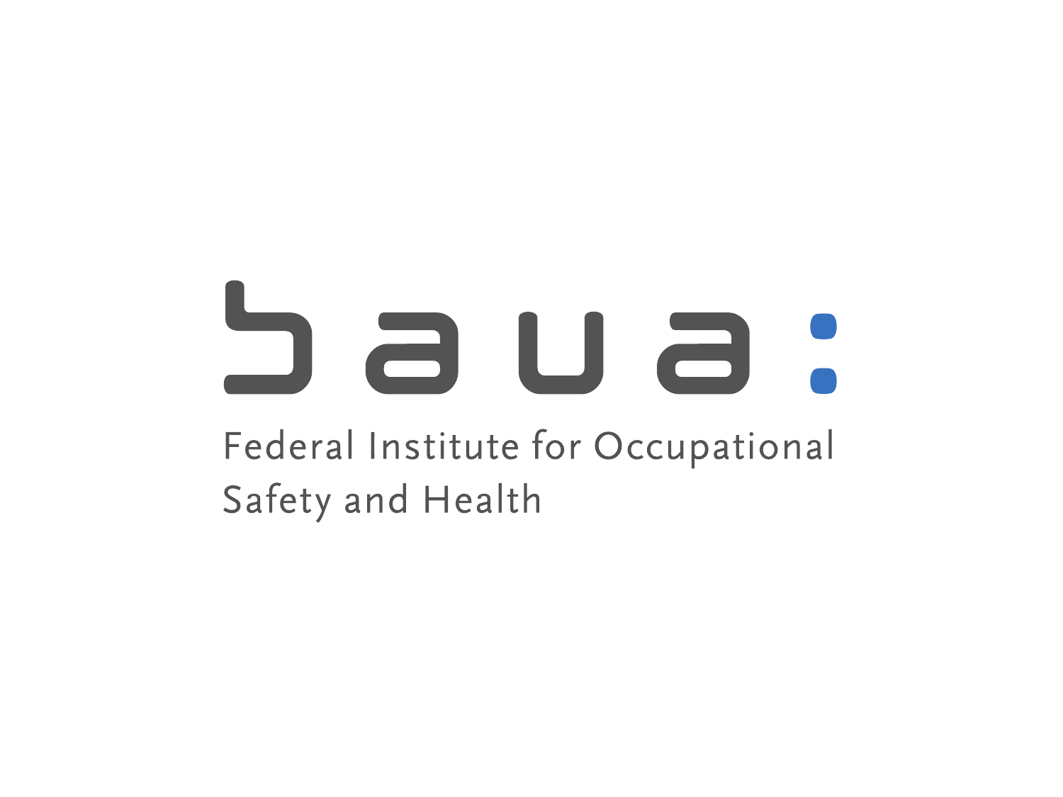baua:

Federal Institute for Occupational Safety and Health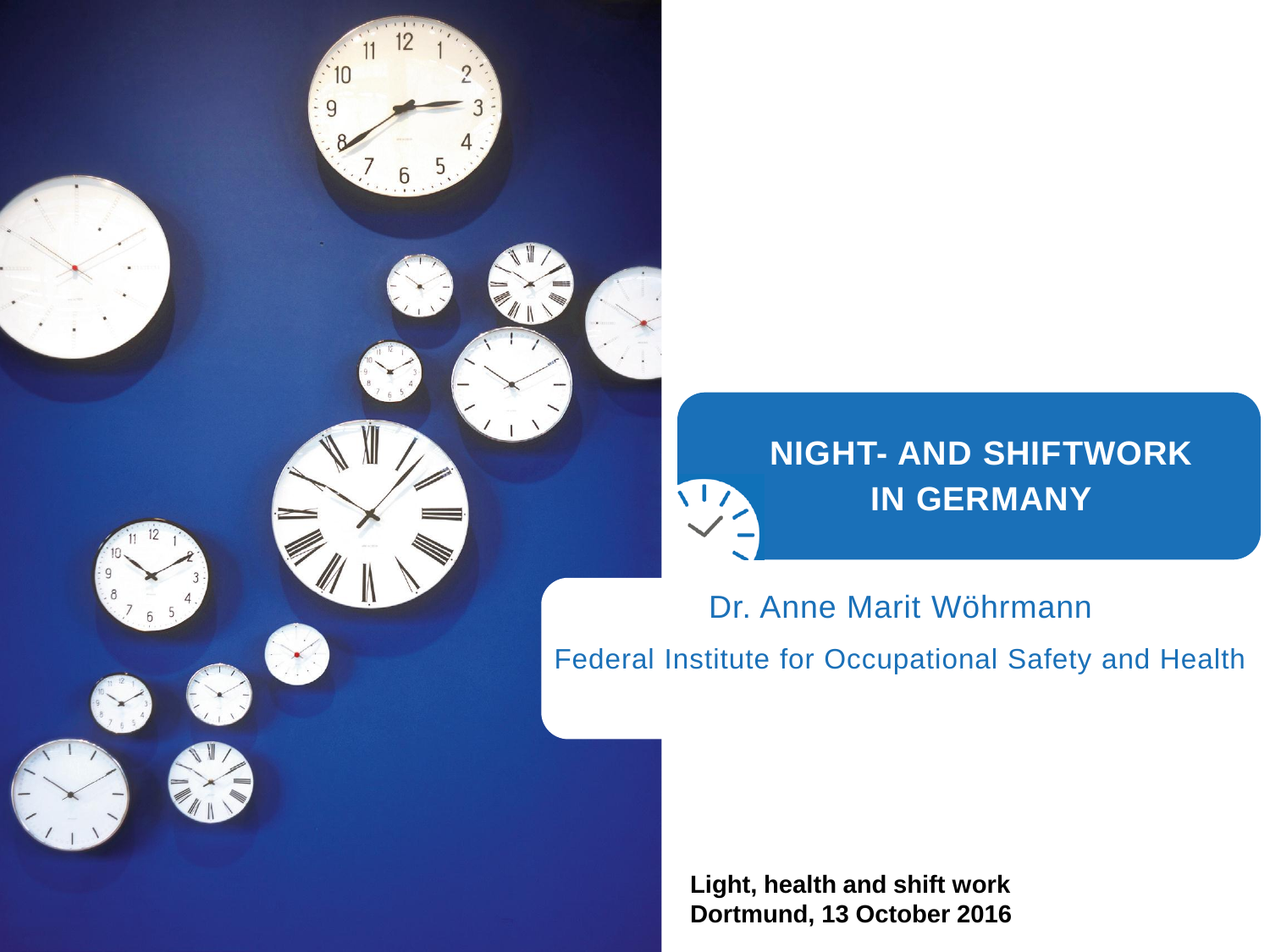# NIGHT- AND SHIFTWORK IN GERMANY

Dr. Anne Marit Wöhrmann

Federal Institute for Occupational Safety and Health

**Light, health and shift work**
**Dortmund, 13 October 2016**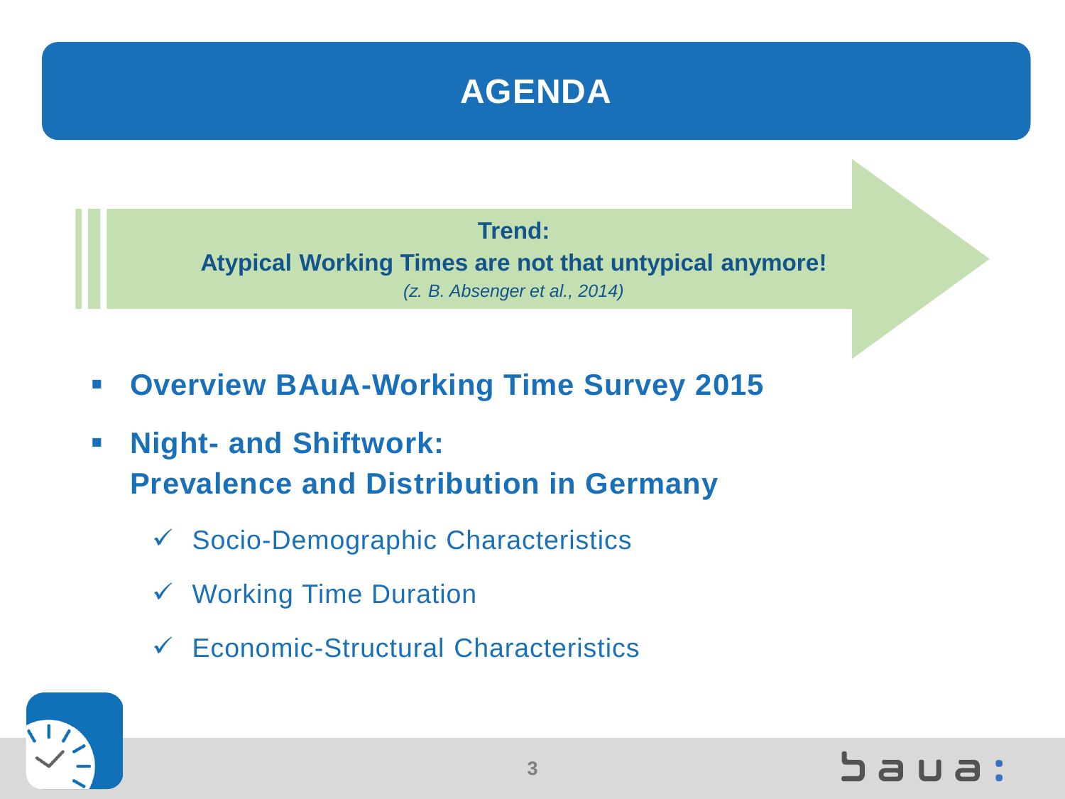# AGENDA

**Trend:**
**Atypical Working Times are not that untypical anymore!**
*(z. B. Absenger et al., 2014)*

- **Overview BAuA-Working Time Survey 2015**
- **Night- and Shiftwork: Prevalence and Distribution in Germany**
  - ✓ Socio-Demographic Characteristics
  - ✓ Working Time Duration
  - ✓ Economic-Structural Characteristics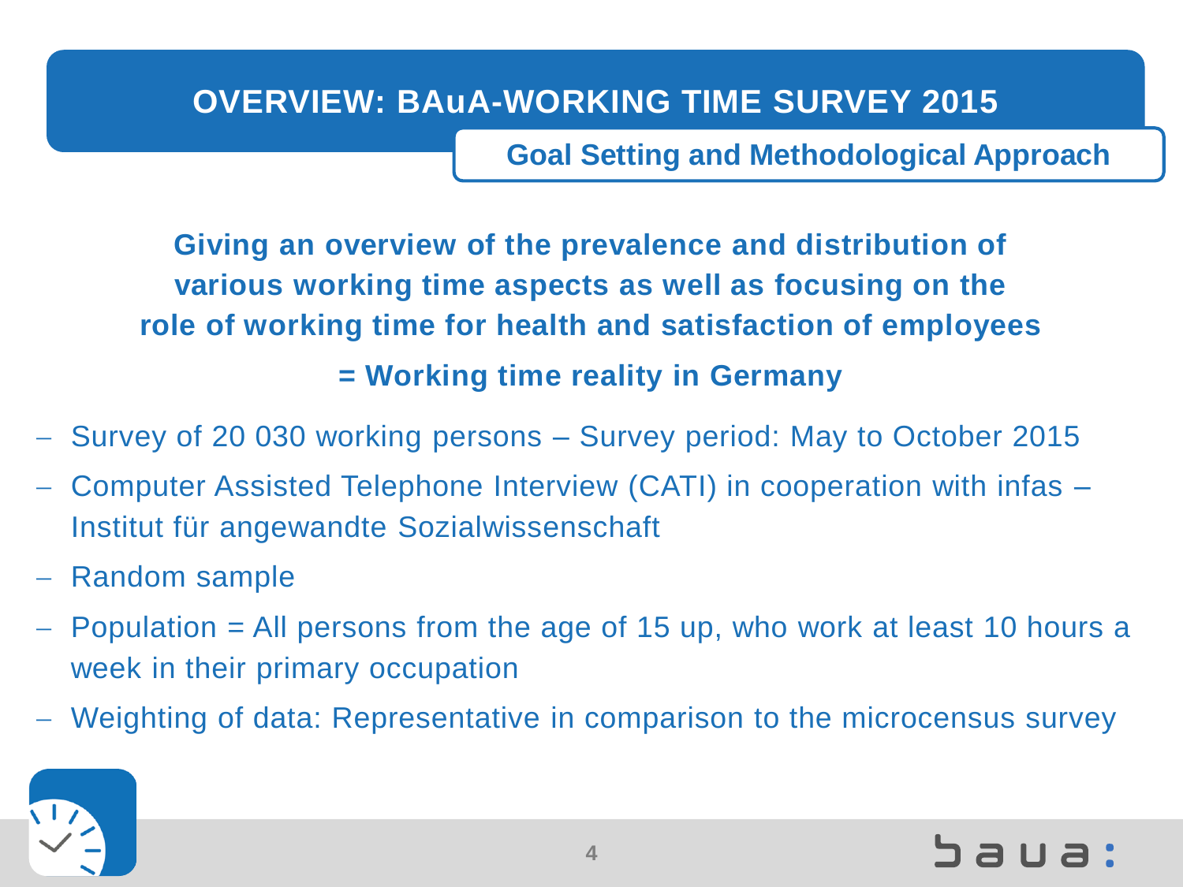# OVERVIEW: BAuA-WORKING TIME SURVEY 2015

## Goal Setting and Methodological Approach

**Giving an overview of the prevalence and distribution of various working time aspects as well as focusing on the role of working time for health and satisfaction of employees**

**= Working time reality in Germany**

- Survey of 20 030 working persons – Survey period: May to October 2015
- Computer Assisted Telephone Interview (CATI) in cooperation with infas – Institut für angewandte Sozialwissenschaft
- Random sample
- Population = All persons from the age of 15 up, who work at least 10 hours a week in their primary occupation
- Weighting of data: Representative in comparison to the microcensus survey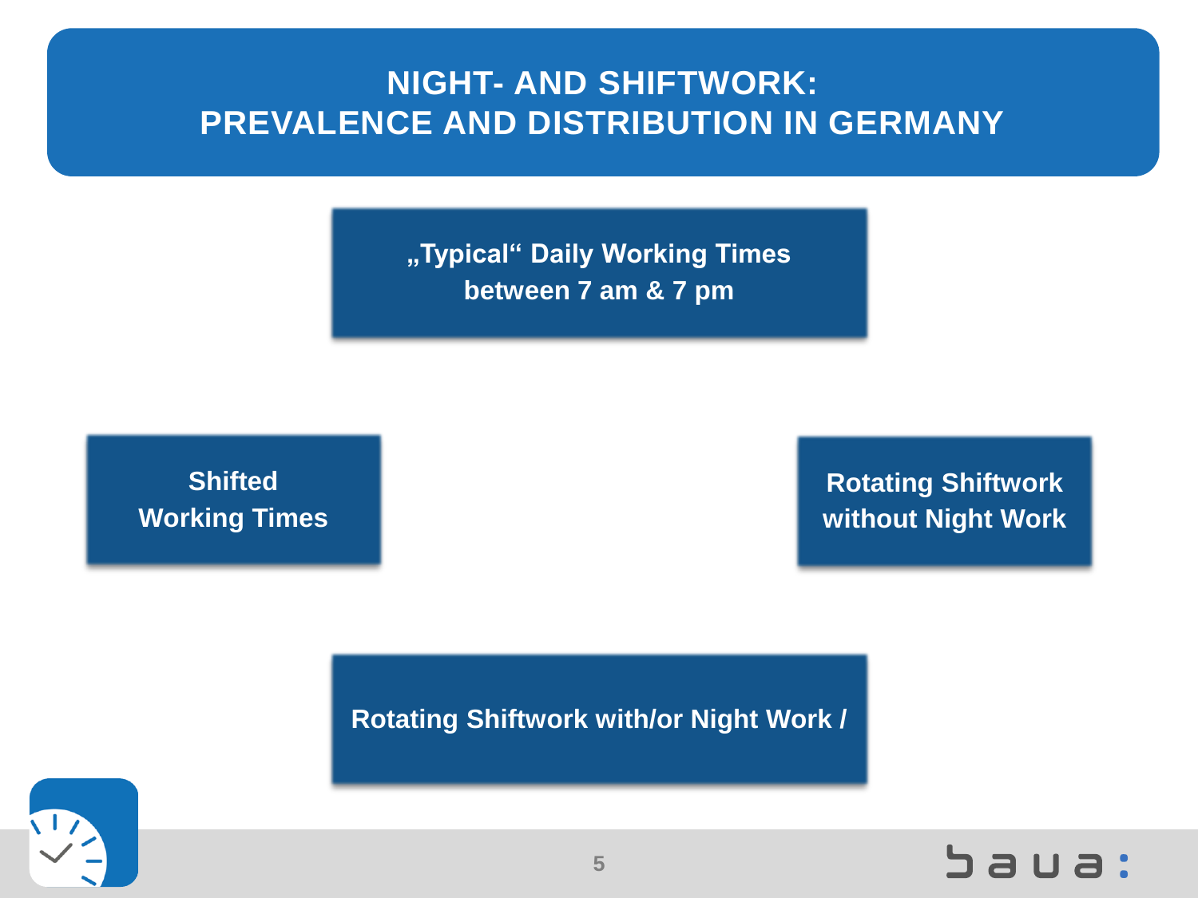# NIGHT- AND SHIFTWORK: PREVALENCE AND DISTRIBUTION IN GERMANY

„Typical“ Daily Working Times between 7 am & 7 pm

Shifted Working Times

Rotating Shiftwork without Night Work

Rotating Shiftwork with/or Night Work /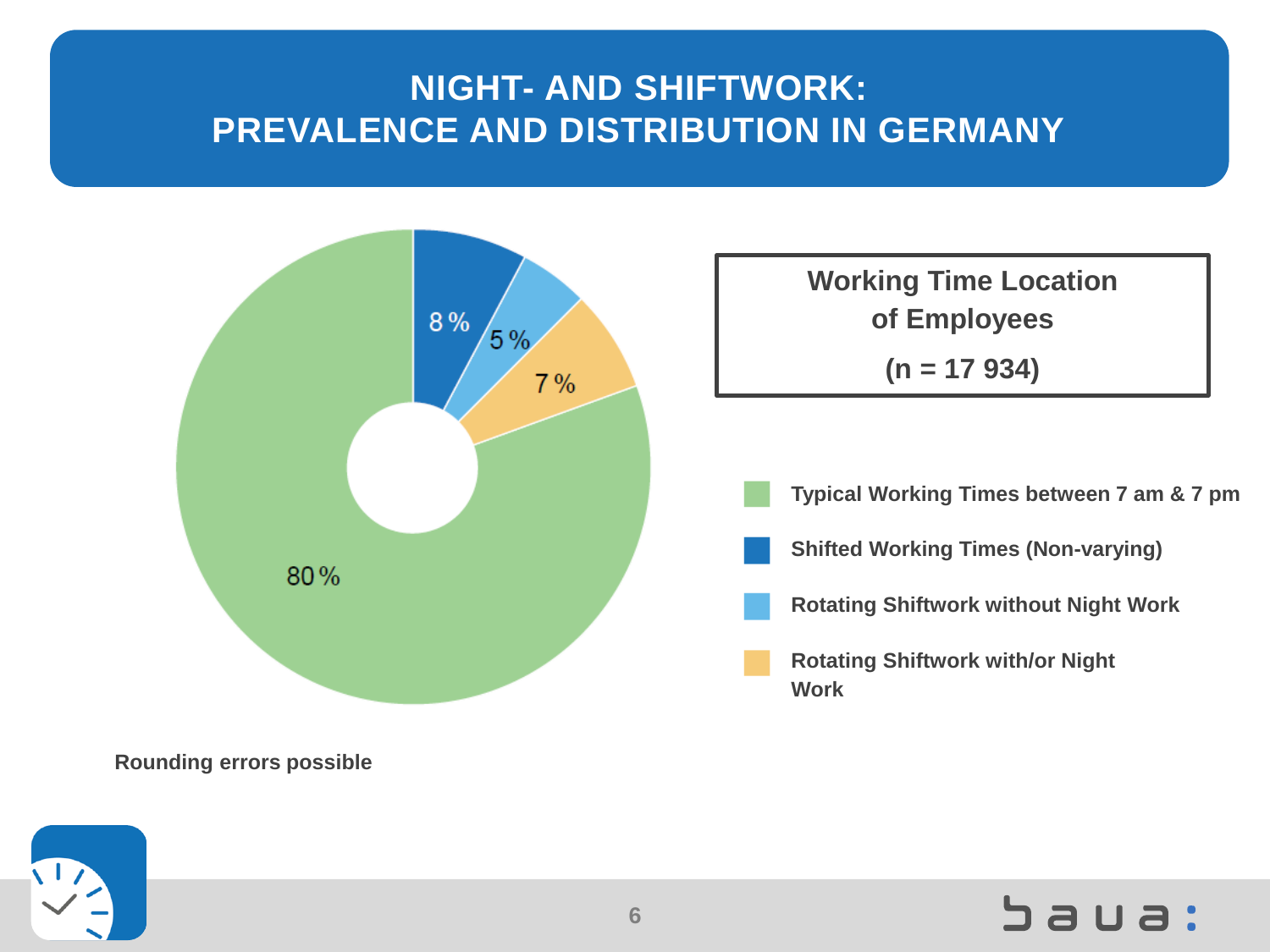# NIGHT- AND SHIFTWORK: PREVALENCE AND DISTRIBUTION IN GERMANY

**Working Time Location of Employees**

**(n = 17 934)**

| Category | Share |
|---|---|
| Typical Working Times between 7 am & 7 pm | 80 % |
| Shifted Working Times (Non-varying) | 8 % |
| Rotating Shiftwork without Night Work | 5 % |
| Rotating Shiftwork with/or Night Work | 7 % |

**Rounding errors possible**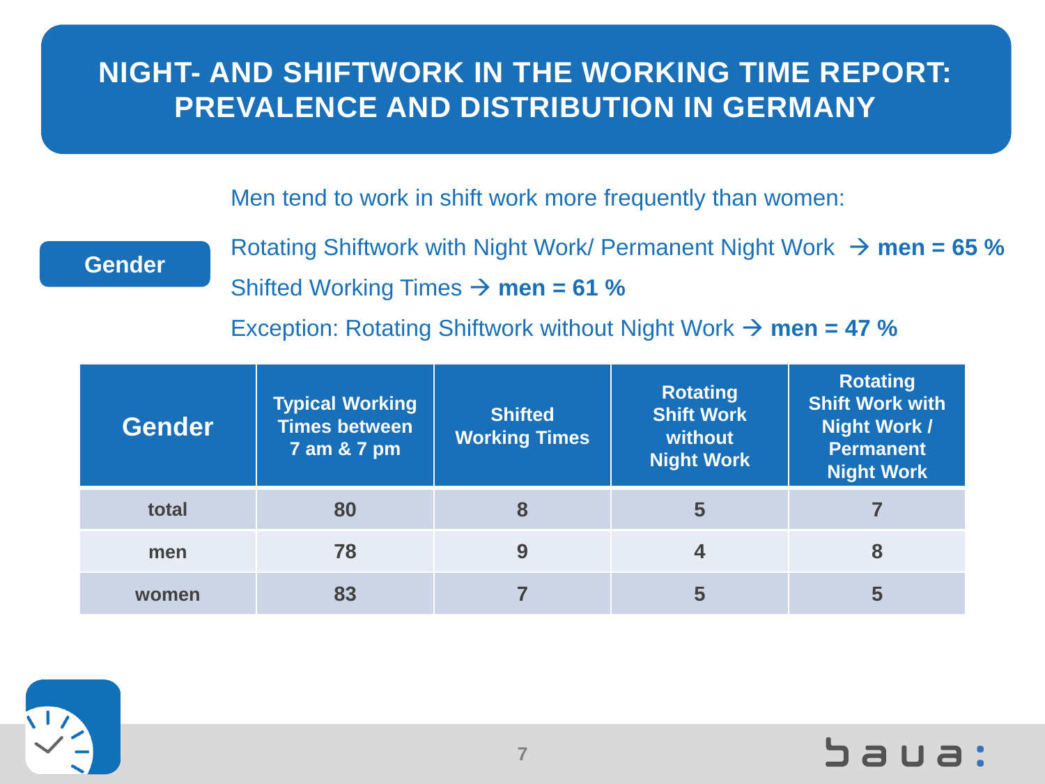# NIGHT- AND SHIFTWORK IN THE WORKING TIME REPORT: PREVALENCE AND DISTRIBUTION IN GERMANY

**Gender**

Men tend to work in shift work more frequently than women:

Rotating Shiftwork with Night Work/ Permanent Night Work → **men = 65 %**

Shifted Working Times → **men = 61 %**

Exception: Rotating Shiftwork without Night Work → **men = 47 %**

| Gender | Typical Working Times between 7 am & 7 pm | Shifted Working Times | Rotating Shift Work without Night Work | Rotating Shift Work with Night Work / Permanent Night Work |
|---|---|---|---|---|
| total | 80 | 8 | 5 | 7 |
| men | 78 | 9 | 4 | 8 |
| women | 83 | 7 | 5 | 5 |

baua: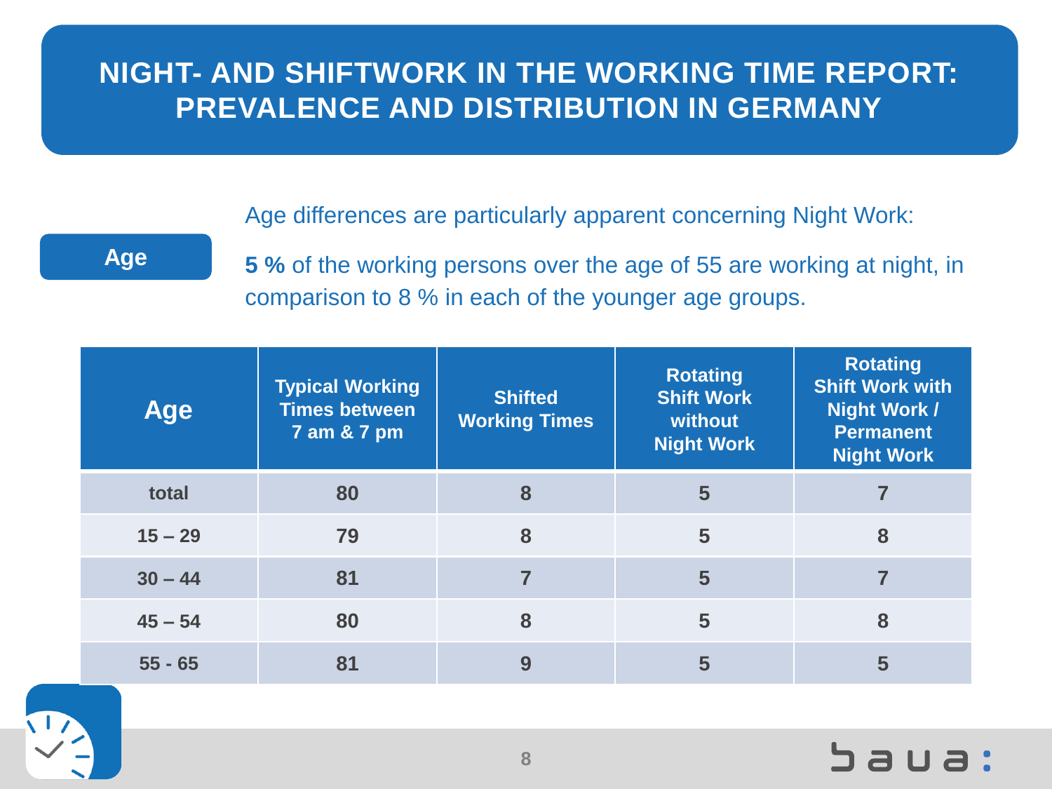# NIGHT- AND SHIFTWORK IN THE WORKING TIME REPORT: PREVALENCE AND DISTRIBUTION IN GERMANY

**Age**

Age differences are particularly apparent concerning Night Work:

**5 %** of the working persons over the age of 55 are working at night, in comparison to 8 % in each of the younger age groups.

| Age | Typical Working Times between 7 am & 7 pm | Shifted Working Times | Rotating Shift Work without Night Work | Rotating Shift Work with Night Work / Permanent Night Work |
|---|---|---|---|---|
| total | 80 | 8 | 5 | 7 |
| 15 – 29 | 79 | 8 | 5 | 8 |
| 30 – 44 | 81 | 7 | 5 | 7 |
| 45 – 54 | 80 | 8 | 5 | 8 |
| 55 - 65 | 81 | 9 | 5 | 5 |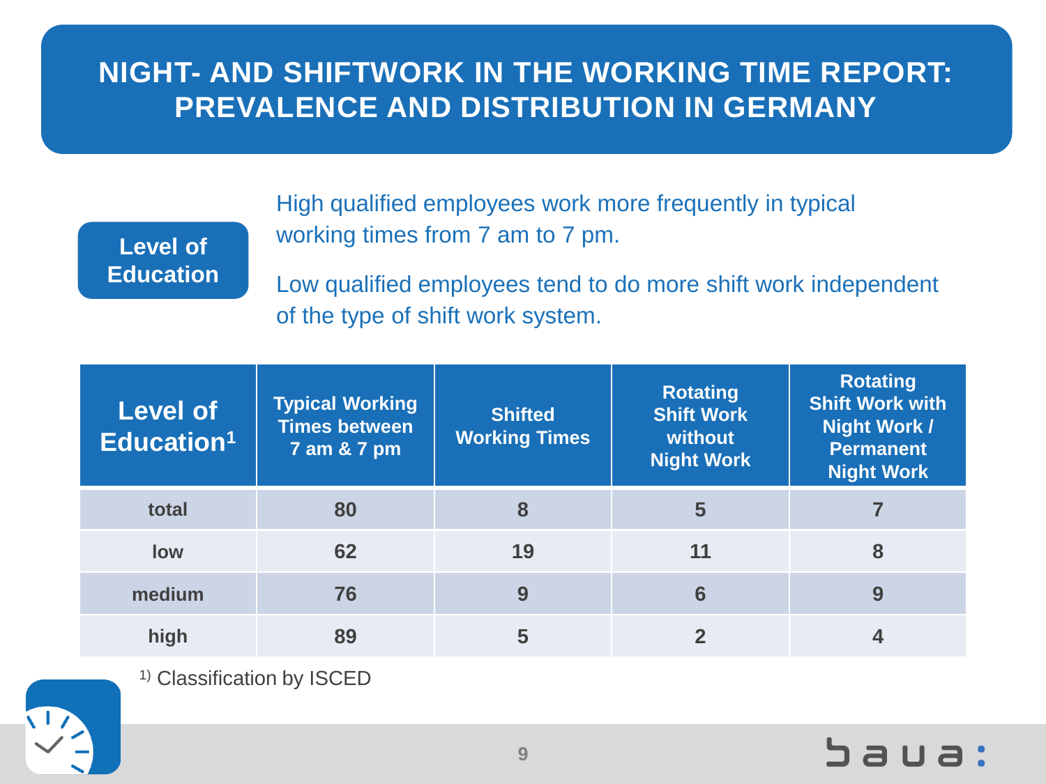# NIGHT- AND SHIFTWORK IN THE WORKING TIME REPORT: PREVALENCE AND DISTRIBUTION IN GERMANY

**Level of Education**

High qualified employees work more frequently in typical working times from 7 am to 7 pm.

Low qualified employees tend to do more shift work independent of the type of shift work system.

| Level of Education[1] | Typical Working Times between 7 am & 7 pm | Shifted Working Times | Rotating Shift Work without Night Work | Rotating Shift Work with Night Work / Permanent Night Work |
|---|---|---|---|---|
| total | 80 | 8 | 5 | 7 |
| low | 62 | 19 | 11 | 8 |
| medium | 76 | 9 | 6 | 9 |
| high | 89 | 5 | 2 | 4 |

[1)] Classification by ISCED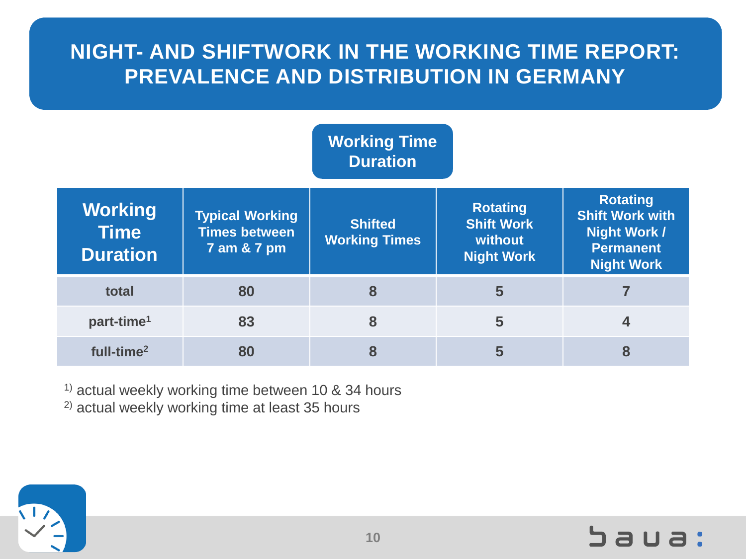# NIGHT- AND SHIFTWORK IN THE WORKING TIME REPORT: PREVALENCE AND DISTRIBUTION IN GERMANY

## Working Time Duration

| Working Time Duration | Typical Working Times between 7 am & 7 pm | Shifted Working Times | Rotating Shift Work without Night Work | Rotating Shift Work with Night Work / Permanent Night Work |
|---|---|---|---|---|
| total | 80 | 8 | 5 | 7 |
| part-time[1] | 83 | 8 | 5 | 4 |
| full-time[2] | 80 | 8 | 5 | 8 |

[1] actual weekly working time between 10 & 34 hours
[2] actual weekly working time at least 35 hours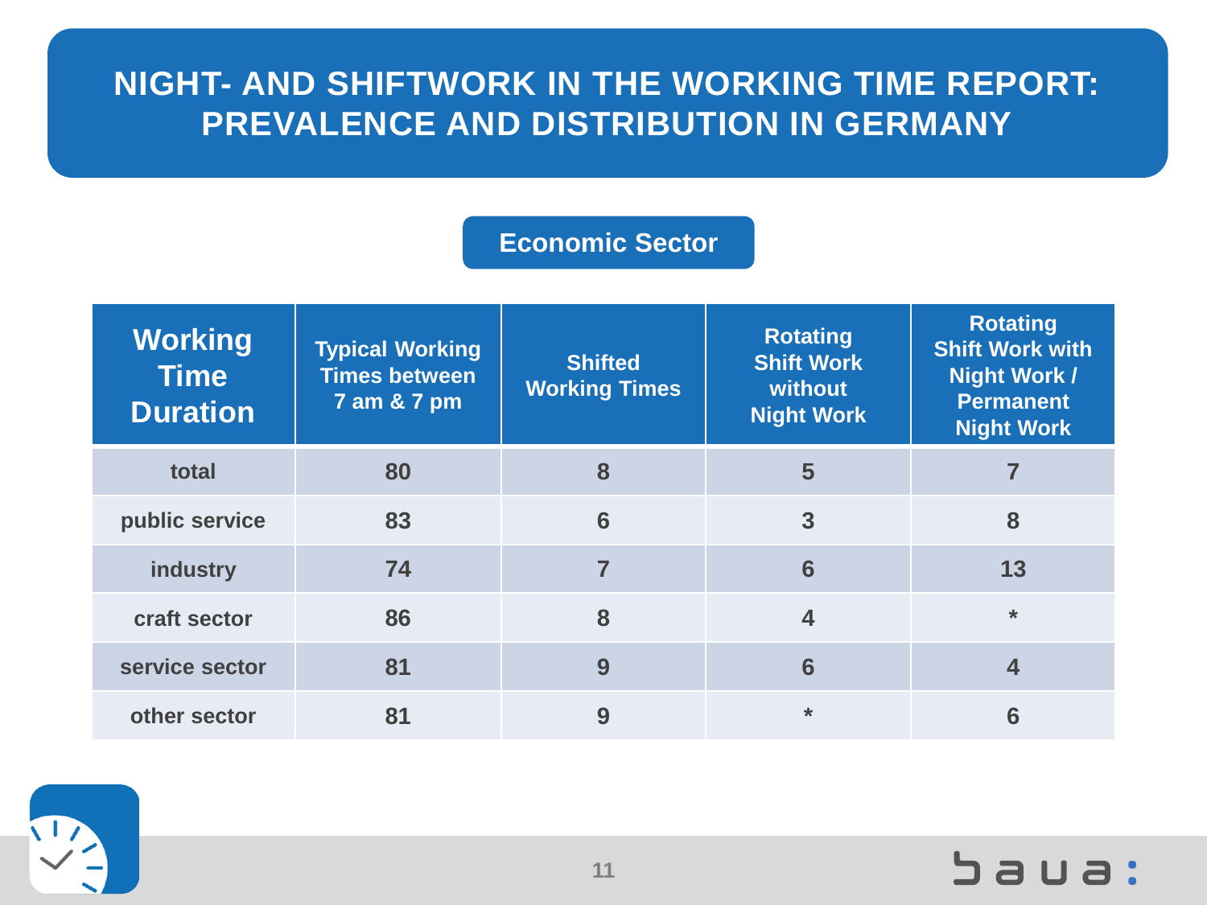# NIGHT- AND SHIFTWORK IN THE WORKING TIME REPORT: PREVALENCE AND DISTRIBUTION IN GERMANY

## Economic Sector

| Working Time Duration | Typical Working Times between 7 am & 7 pm | Shifted Working Times | Rotating Shift Work without Night Work | Rotating Shift Work with Night Work / Permanent Night Work |
|---|---|---|---|---|
| total | 80 | 8 | 5 | 7 |
| public service | 83 | 6 | 3 | 8 |
| industry | 74 | 7 | 6 | 13 |
| craft sector | 86 | 8 | 4 | * |
| service sector | 81 | 9 | 6 | 4 |
| other sector | 81 | 9 | * | 6 |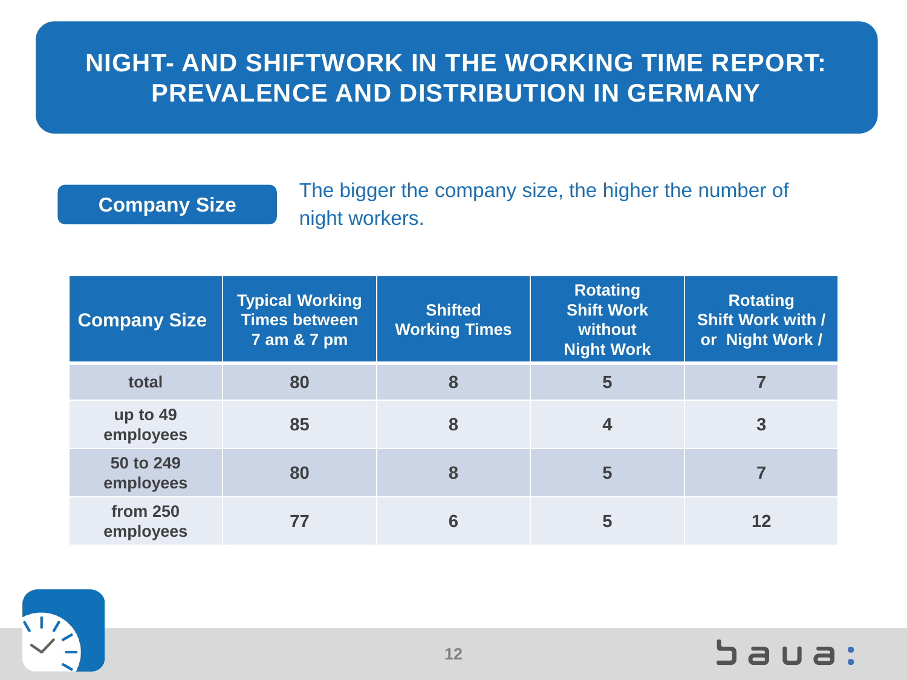# NIGHT- AND SHIFTWORK IN THE WORKING TIME REPORT: PREVALENCE AND DISTRIBUTION IN GERMANY

**Company Size**

The bigger the company size, the higher the number of night workers.

| Company Size | Typical Working Times between 7 am & 7 pm | Shifted Working Times | Rotating Shift Work without Night Work | Rotating Shift Work with / or Night Work / |
|---|---|---|---|---|
| total | 80 | 8 | 5 | 7 |
| up to 49 employees | 85 | 8 | 4 | 3 |
| 50 to 249 employees | 80 | 8 | 5 | 7 |
| from 250 employees | 77 | 6 | 5 | 12 |